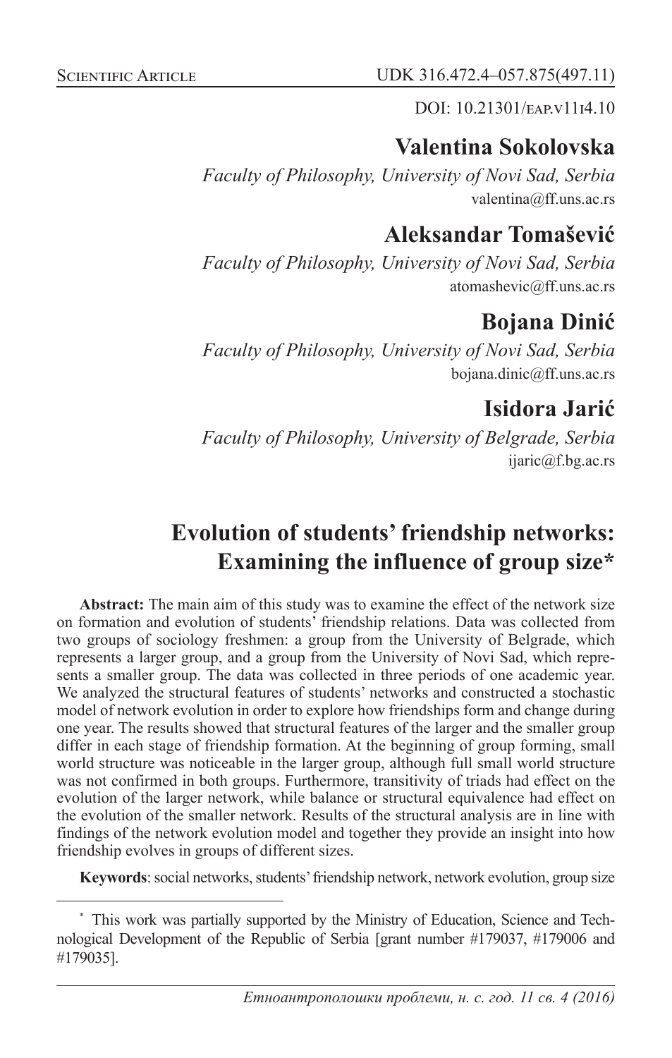Scientific Article

UDK 316.472.4–057.875(497.11)

DOI: 10.21301/eap.v11i4.10

**Valentina Sokolovska**
*Faculty of Philosophy, University of Novi Sad, Serbia*
valentina@ff.uns.ac.rs

**Aleksandar Tomašević**
*Faculty of Philosophy, University of Novi Sad, Serbia*
atomashevic@ff.uns.ac.rs

**Bojana Dinić**
*Faculty of Philosophy, University of Novi Sad, Serbia*
bojana.dinic@ff.uns.ac.rs

**Isidora Jarić**
*Faculty of Philosophy, University of Belgrade, Serbia*
ijaric@f.bg.ac.rs

# Evolution of students' friendship networks: Examining the influence of group size*

**Abstract:** The main aim of this study was to examine the effect of the network size on formation and evolution of students' friendship relations. Data was collected from two groups of sociology freshmen: a group from the University of Belgrade, which represents a larger group, and a group from the University of Novi Sad, which represents a smaller group. The data was collected in three periods of one academic year. We analyzed the structural features of students' networks and constructed a stochastic model of network evolution in order to explore how friendships form and change during one year. The results showed that structural features of the larger and the smaller group differ in each stage of friendship formation. At the beginning of group forming, small world structure was noticeable in the larger group, although full small world structure was not confirmed in both groups. Furthermore, transitivity of triads had effect on the evolution of the larger network, while balance or structural equivalence had effect on the evolution of the smaller network. Results of the structural analysis are in line with findings of the network evolution model and together they provide an insight into how friendship evolves in groups of different sizes.

**Keywords**: social networks, students' friendship network, network evolution, group size

---

* This work was partially supported by the Ministry of Education, Science and Technological Development of the Republic of Serbia [grant number #179037, #179006 and #179035].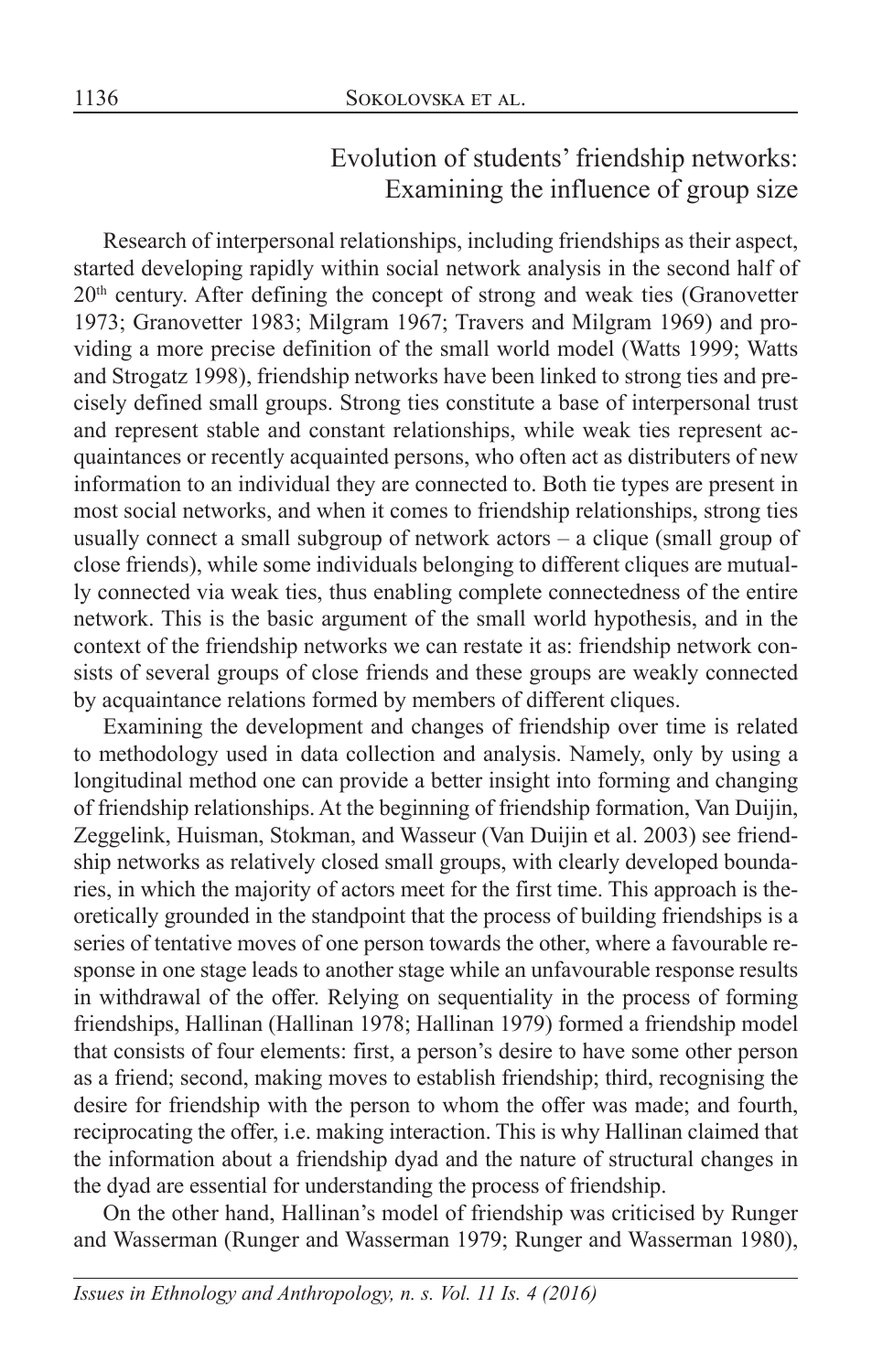# Evolution of students' friendship networks: Examining the influence of group size

Research of interpersonal relationships, including friendships as their aspect, started developing rapidly within social network analysis in the second half of 20th century. After defining the concept of strong and weak ties (Granovetter 1973; Granovetter 1983; Milgram 1967; Travers and Milgram 1969) and providing a more precise definition of the small world model (Watts 1999; Watts and Strogatz 1998), friendship networks have been linked to strong ties and precisely defined small groups. Strong ties constitute a base of interpersonal trust and represent stable and constant relationships, while weak ties represent acquaintances or recently acquainted persons, who often act as distributers of new information to an individual they are connected to. Both tie types are present in most social networks, and when it comes to friendship relationships, strong ties usually connect a small subgroup of network actors – a clique (small group of close friends), while some individuals belonging to different cliques are mutually connected via weak ties, thus enabling complete connectedness of the entire network. This is the basic argument of the small world hypothesis, and in the context of the friendship networks we can restate it as: friendship network consists of several groups of close friends and these groups are weakly connected by acquaintance relations formed by members of different cliques.

Examining the development and changes of friendship over time is related to methodology used in data collection and analysis. Namely, only by using a longitudinal method one can provide a better insight into forming and changing of friendship relationships. At the beginning of friendship formation, Van Duijin, Zeggelink, Huisman, Stokman, and Wasseur (Van Duijin et al. 2003) see friendship networks as relatively closed small groups, with clearly developed boundaries, in which the majority of actors meet for the first time. This approach is theoretically grounded in the standpoint that the process of building friendships is a series of tentative moves of one person towards the other, where a favourable response in one stage leads to another stage while an unfavourable response results in withdrawal of the offer. Relying on sequentiality in the process of forming friendships, Hallinan (Hallinan 1978; Hallinan 1979) formed a friendship model that consists of four elements: first, a person's desire to have some other person as a friend; second, making moves to establish friendship; third, recognising the desire for friendship with the person to whom the offer was made; and fourth, reciprocating the offer, i.e. making interaction. This is why Hallinan claimed that the information about a friendship dyad and the nature of structural changes in the dyad are essential for understanding the process of friendship.

On the other hand, Hallinan's model of friendship was criticised by Runger and Wasserman (Runger and Wasserman 1979; Runger and Wasserman 1980),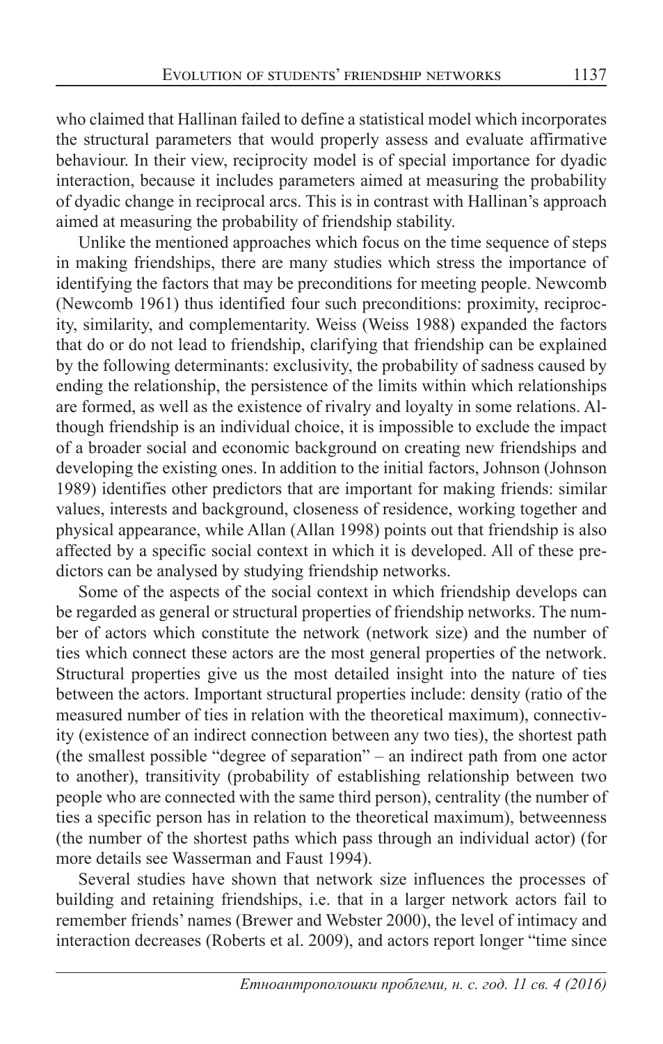who claimed that Hallinan failed to define a statistical model which incorporates the structural parameters that would properly assess and evaluate affirmative behaviour. In their view, reciprocity model is of special importance for dyadic interaction, because it includes parameters aimed at measuring the probability of dyadic change in reciprocal arcs. This is in contrast with Hallinan's approach aimed at measuring the probability of friendship stability.

Unlike the mentioned approaches which focus on the time sequence of steps in making friendships, there are many studies which stress the importance of identifying the factors that may be preconditions for meeting people. Newcomb (Newcomb 1961) thus identified four such preconditions: proximity, reciprocity, similarity, and complementarity. Weiss (Weiss 1988) expanded the factors that do or do not lead to friendship, clarifying that friendship can be explained by the following determinants: exclusivity, the probability of sadness caused by ending the relationship, the persistence of the limits within which relationships are formed, as well as the existence of rivalry and loyalty in some relations. Although friendship is an individual choice, it is impossible to exclude the impact of a broader social and economic background on creating new friendships and developing the existing ones. In addition to the initial factors, Johnson (Johnson 1989) identifies other predictors that are important for making friends: similar values, interests and background, closeness of residence, working together and physical appearance, while Allan (Allan 1998) points out that friendship is also affected by a specific social context in which it is developed. All of these predictors can be analysed by studying friendship networks.

Some of the aspects of the social context in which friendship develops can be regarded as general or structural properties of friendship networks. The number of actors which constitute the network (network size) and the number of ties which connect these actors are the most general properties of the network. Structural properties give us the most detailed insight into the nature of ties between the actors. Important structural properties include: density (ratio of the measured number of ties in relation with the theoretical maximum), connectivity (existence of an indirect connection between any two ties), the shortest path (the smallest possible "degree of separation" – an indirect path from one actor to another), transitivity (probability of establishing relationship between two people who are connected with the same third person), centrality (the number of ties a specific person has in relation to the theoretical maximum), betweenness (the number of the shortest paths which pass through an individual actor) (for more details see Wasserman and Faust 1994).

Several studies have shown that network size influences the processes of building and retaining friendships, i.e. that in a larger network actors fail to remember friends' names (Brewer and Webster 2000), the level of intimacy and interaction decreases (Roberts et al. 2009), and actors report longer "time since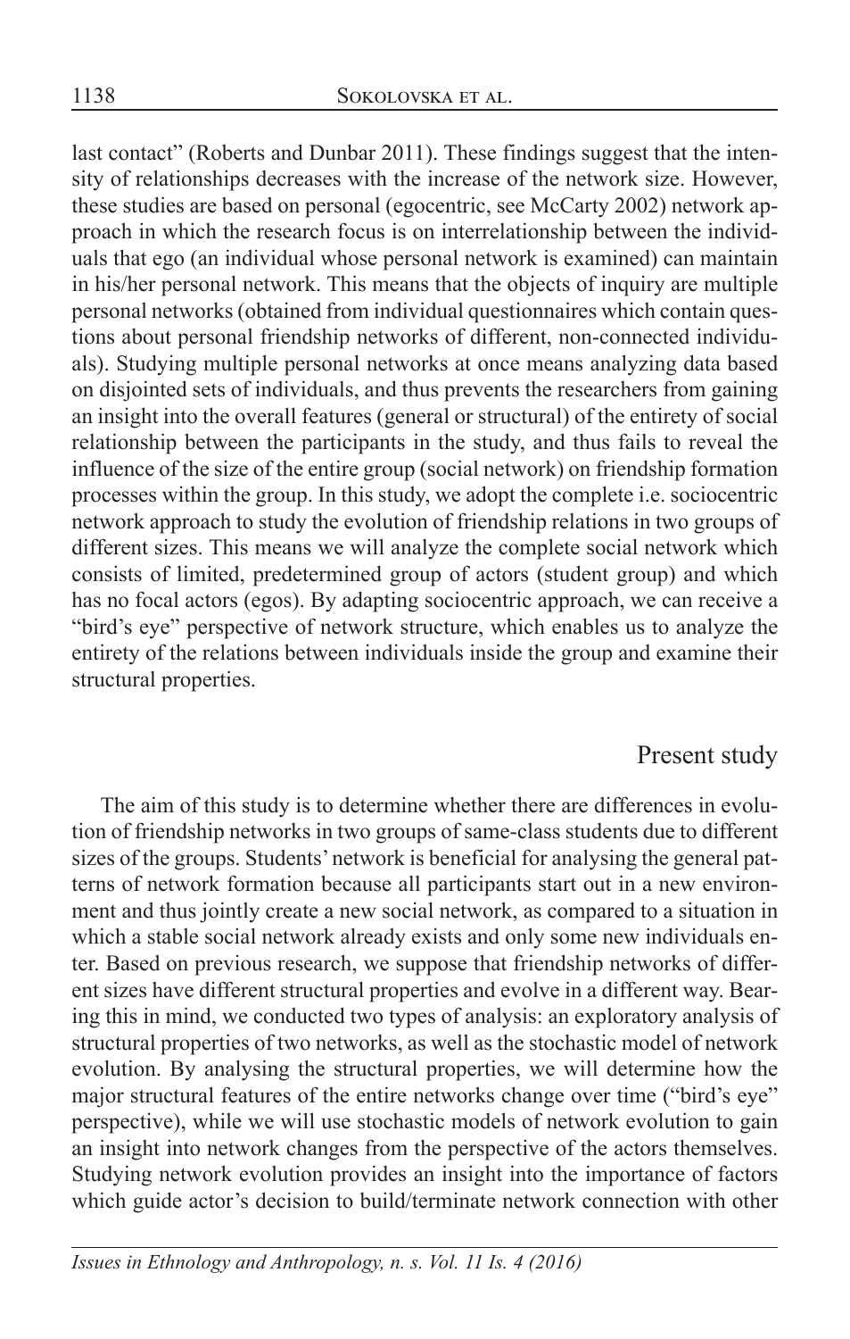last contact" (Roberts and Dunbar 2011). These findings suggest that the intensity of relationships decreases with the increase of the network size. However, these studies are based on personal (egocentric, see McCarty 2002) network approach in which the research focus is on interrelationship between the individuals that ego (an individual whose personal network is examined) can maintain in his/her personal network. This means that the objects of inquiry are multiple personal networks (obtained from individual questionnaires which contain questions about personal friendship networks of different, non-connected individuals). Studying multiple personal networks at once means analyzing data based on disjointed sets of individuals, and thus prevents the researchers from gaining an insight into the overall features (general or structural) of the entirety of social relationship between the participants in the study, and thus fails to reveal the influence of the size of the entire group (social network) on friendship formation processes within the group. In this study, we adopt the complete i.e. sociocentric network approach to study the evolution of friendship relations in two groups of different sizes. This means we will analyze the complete social network which consists of limited, predetermined group of actors (student group) and which has no focal actors (egos). By adapting sociocentric approach, we can receive a "bird's eye" perspective of network structure, which enables us to analyze the entirety of the relations between individuals inside the group and examine their structural properties.

## Present study

The aim of this study is to determine whether there are differences in evolution of friendship networks in two groups of same-class students due to different sizes of the groups. Students' network is beneficial for analysing the general patterns of network formation because all participants start out in a new environment and thus jointly create a new social network, as compared to a situation in which a stable social network already exists and only some new individuals enter. Based on previous research, we suppose that friendship networks of different sizes have different structural properties and evolve in a different way. Bearing this in mind, we conducted two types of analysis: an exploratory analysis of structural properties of two networks, as well as the stochastic model of network evolution. By analysing the structural properties, we will determine how the major structural features of the entire networks change over time ("bird's eye" perspective), while we will use stochastic models of network evolution to gain an insight into network changes from the perspective of the actors themselves. Studying network evolution provides an insight into the importance of factors which guide actor's decision to build/terminate network connection with other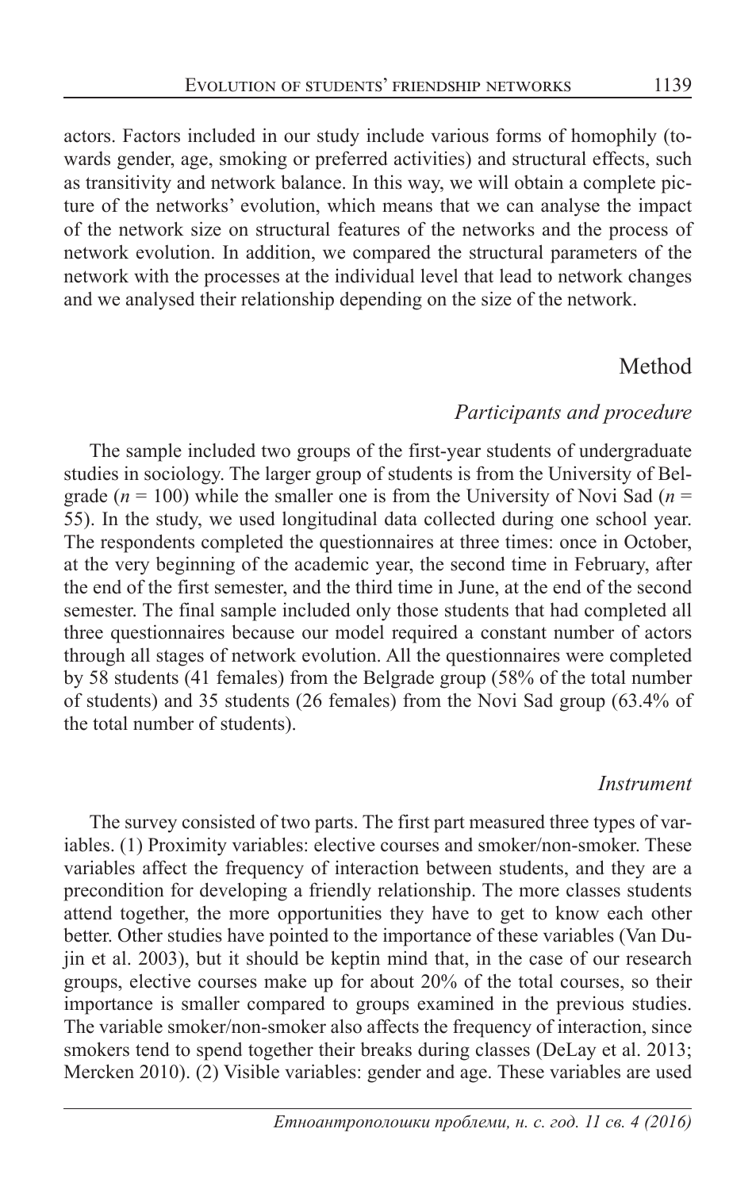actors. Factors included in our study include various forms of homophily (towards gender, age, smoking or preferred activities) and structural effects, such as transitivity and network balance. In this way, we will obtain a complete picture of the networks' evolution, which means that we can analyse the impact of the network size on structural features of the networks and the process of network evolution. In addition, we compared the structural parameters of the network with the processes at the individual level that lead to network changes and we analysed their relationship depending on the size of the network.

## Method

### *Participants and procedure*

The sample included two groups of the first-year students of undergraduate studies in sociology. The larger group of students is from the University of Belgrade ($n = 100$) while the smaller one is from the University of Novi Sad ($n = 55$). In the study, we used longitudinal data collected during one school year. The respondents completed the questionnaires at three times: once in October, at the very beginning of the academic year, the second time in February, after the end of the first semester, and the third time in June, at the end of the second semester. The final sample included only those students that had completed all three questionnaires because our model required a constant number of actors through all stages of network evolution. All the questionnaires were completed by 58 students (41 females) from the Belgrade group (58% of the total number of students) and 35 students (26 females) from the Novi Sad group (63.4% of the total number of students).

### *Instrument*

The survey consisted of two parts. The first part measured three types of variables. (1) Proximity variables: elective courses and smoker/non-smoker. These variables affect the frequency of interaction between students, and they are a precondition for developing a friendly relationship. The more classes students attend together, the more opportunities they have to get to know each other better. Other studies have pointed to the importance of these variables (Van Dujin et al. 2003), but it should be keptin mind that, in the case of our research groups, elective courses make up for about 20% of the total courses, so their importance is smaller compared to groups examined in the previous studies. The variable smoker/non-smoker also affects the frequency of interaction, since smokers tend to spend together their breaks during classes (DeLay et al. 2013; Mercken 2010). (2) Visible variables: gender and age. These variables are used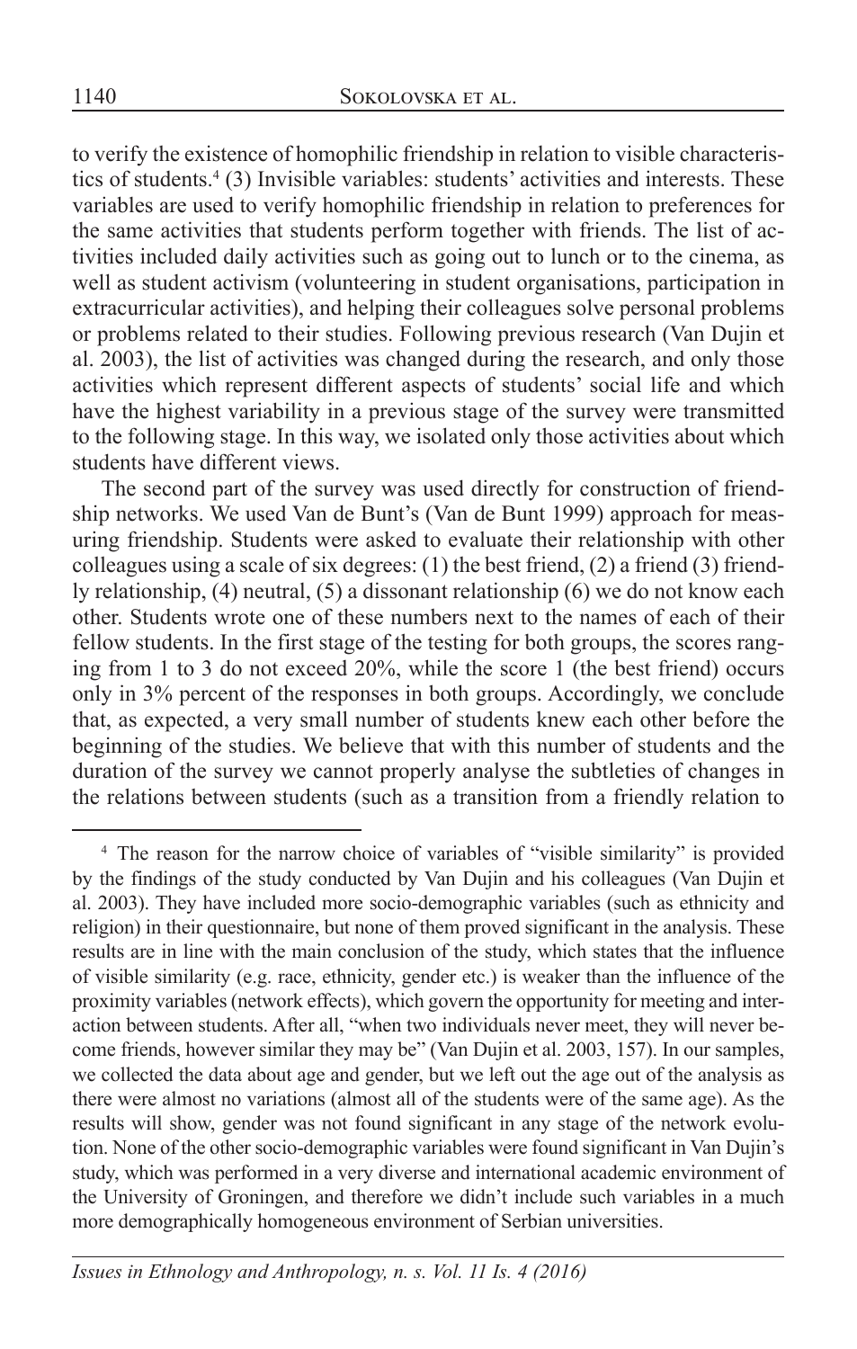to verify the existence of homophilic friendship in relation to visible characteristics of students.[4] (3) Invisible variables: students' activities and interests. These variables are used to verify homophilic friendship in relation to preferences for the same activities that students perform together with friends. The list of activities included daily activities such as going out to lunch or to the cinema, as well as student activism (volunteering in student organisations, participation in extracurricular activities), and helping their colleagues solve personal problems or problems related to their studies. Following previous research (Van Dujin et al. 2003), the list of activities was changed during the research, and only those activities which represent different aspects of students' social life and which have the highest variability in a previous stage of the survey were transmitted to the following stage. In this way, we isolated only those activities about which students have different views.

The second part of the survey was used directly for construction of friendship networks. We used Van de Bunt's (Van de Bunt 1999) approach for measuring friendship. Students were asked to evaluate their relationship with other colleagues using a scale of six degrees: (1) the best friend, (2) a friend (3) friendly relationship, (4) neutral, (5) a dissonant relationship (6) we do not know each other. Students wrote one of these numbers next to the names of each of their fellow students. In the first stage of the testing for both groups, the scores ranging from 1 to 3 do not exceed 20%, while the score 1 (the best friend) occurs only in 3% percent of the responses in both groups. Accordingly, we conclude that, as expected, a very small number of students knew each other before the beginning of the studies. We believe that with this number of students and the duration of the survey we cannot properly analyse the subtleties of changes in the relations between students (such as a transition from a friendly relation to

---

[4] The reason for the narrow choice of variables of "visible similarity" is provided by the findings of the study conducted by Van Dujin and his colleagues (Van Dujin et al. 2003). They have included more socio-demographic variables (such as ethnicity and religion) in their questionnaire, but none of them proved significant in the analysis. These results are in line with the main conclusion of the study, which states that the influence of visible similarity (e.g. race, ethnicity, gender etc.) is weaker than the influence of the proximity variables (network effects), which govern the opportunity for meeting and interaction between students. After all, "when two individuals never meet, they will never become friends, however similar they may be" (Van Dujin et al. 2003, 157). In our samples, we collected the data about age and gender, but we left out the age out of the analysis as there were almost no variations (almost all of the students were of the same age). As the results will show, gender was not found significant in any stage of the network evolution. None of the other socio-demographic variables were found significant in Van Dujin's study, which was performed in a very diverse and international academic environment of the University of Groningen, and therefore we didn't include such variables in a much more demographically homogeneous environment of Serbian universities.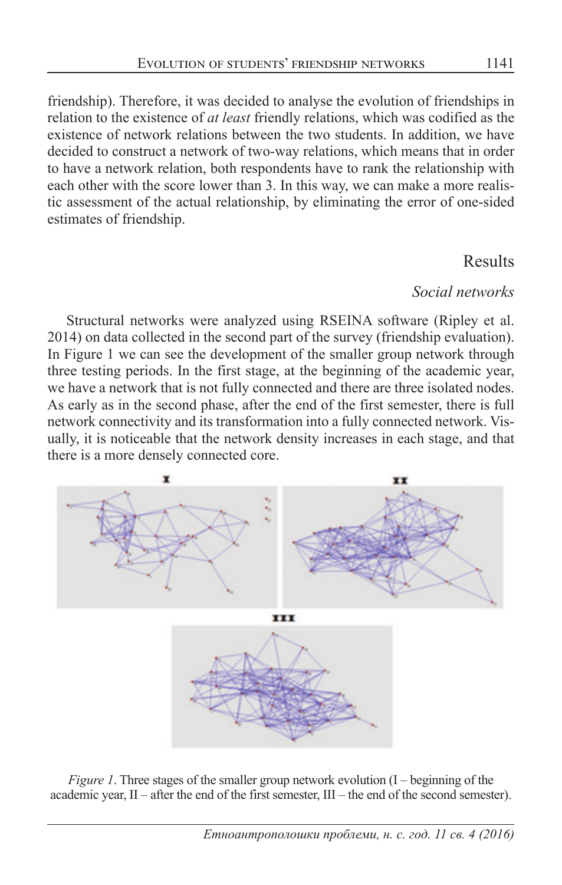friendship). Therefore, it was decided to analyse the evolution of friendships in relation to the existence of *at least* friendly relations, which was codified as the existence of network relations between the two students. In addition, we have decided to construct a network of two-way relations, which means that in order to have a network relation, both respondents have to rank the relationship with each other with the score lower than 3. In this way, we can make a more realistic assessment of the actual relationship, by eliminating the error of one-sided estimates of friendship.

## Results

### *Social networks*

Structural networks were analyzed using RSEINA software (Ripley et al. 2014) on data collected in the second part of the survey (friendship evaluation). In Figure 1 we can see the development of the smaller group network through three testing periods. In the first stage, at the beginning of the academic year, we have a network that is not fully connected and there are three isolated nodes. As early as in the second phase, after the end of the first semester, there is full network connectivity and its transformation into a fully connected network. Visually, it is noticeable that the network density increases in each stage, and that there is a more densely connected core.

*Figure 1*. Three stages of the smaller group network evolution (I – beginning of the academic year, II – after the end of the first semester, III – the end of the second semester).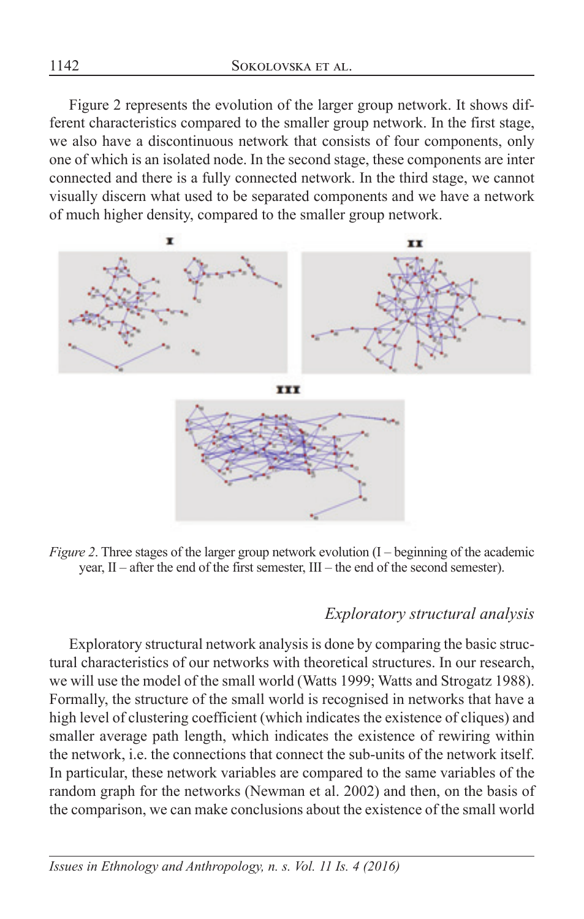Figure 2 represents the evolution of the larger group network. It shows different characteristics compared to the smaller group network. In the first stage, we also have a discontinuous network that consists of four components, only one of which is an isolated node. In the second stage, these components are inter connected and there is a fully connected network. In the third stage, we cannot visually discern what used to be separated components and we have a network of much higher density, compared to the smaller group network.

*Figure 2*. Three stages of the larger group network evolution (I – beginning of the academic year, II – after the end of the first semester, III – the end of the second semester).

### *Exploratory structural analysis*

Exploratory structural network analysis is done by comparing the basic structural characteristics of our networks with theoretical structures. In our research, we will use the model of the small world (Watts 1999; Watts and Strogatz 1988). Formally, the structure of the small world is recognised in networks that have a high level of clustering coefficient (which indicates the existence of cliques) and smaller average path length, which indicates the existence of rewiring within the network, i.e. the connections that connect the sub-units of the network itself. In particular, these network variables are compared to the same variables of the random graph for the networks (Newman et al. 2002) and then, on the basis of the comparison, we can make conclusions about the existence of the small world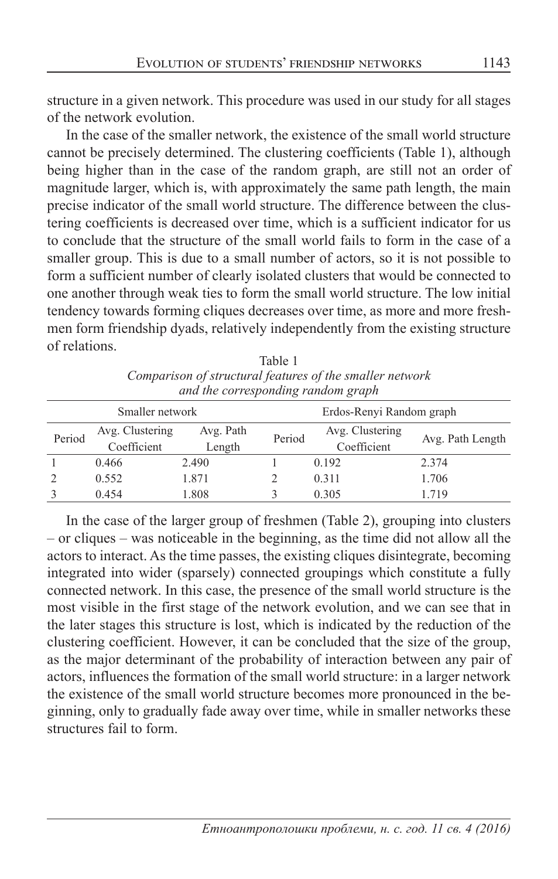structure in a given network. This procedure was used in our study for all stages of the network evolution.

In the case of the smaller network, the existence of the small world structure cannot be precisely determined. The clustering coefficients (Table 1), although being higher than in the case of the random graph, are still not an order of magnitude larger, which is, with approximately the same path length, the main precise indicator of the small world structure. The difference between the clustering coefficients is decreased over time, which is a sufficient indicator for us to conclude that the structure of the small world fails to form in the case of a smaller group. This is due to a small number of actors, so it is not possible to form a sufficient number of clearly isolated clusters that would be connected to one another through weak ties to form the small world structure. The low initial tendency towards forming cliques decreases over time, as more and more freshmen form friendship dyads, relatively independently from the existing structure of relations.

Table 1
*Comparison of structural features of the smaller network and the corresponding random graph*

| Smaller network | | | Erdos-Renyi Random graph | | |
|---|---|---|---|---|---|
| Period | Avg. Clustering Coefficient | Avg. Path Length | Period | Avg. Clustering Coefficient | Avg. Path Length |
| 1 | 0.466 | 2.490 | 1 | 0.192 | 2.374 |
| 2 | 0.552 | 1.871 | 2 | 0.311 | 1.706 |
| 3 | 0.454 | 1.808 | 3 | 0.305 | 1.719 |

In the case of the larger group of freshmen (Table 2), grouping into clusters – or cliques – was noticeable in the beginning, as the time did not allow all the actors to interact. As the time passes, the existing cliques disintegrate, becoming integrated into wider (sparsely) connected groupings which constitute a fully connected network. In this case, the presence of the small world structure is the most visible in the first stage of the network evolution, and we can see that in the later stages this structure is lost, which is indicated by the reduction of the clustering coefficient. However, it can be concluded that the size of the group, as the major determinant of the probability of interaction between any pair of actors, influences the formation of the small world structure: in a larger network the existence of the small world structure becomes more pronounced in the beginning, only to gradually fade away over time, while in smaller networks these structures fail to form.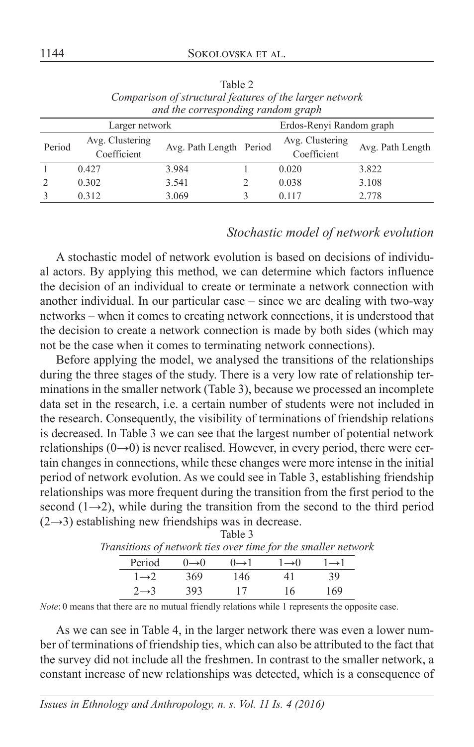Table 2
*Comparison of structural features of the larger network and the corresponding random graph*

| Larger network | | | Erdos-Renyi Random graph | | |
|---|---|---|---|---|---|
| Period | Avg. Clustering Coefficient | Avg. Path Length | Period | Avg. Clustering Coefficient | Avg. Path Length |
| 1 | 0.427 | 3.984 | 1 | 0.020 | 3.822 |
| 2 | 0.302 | 3.541 | 2 | 0.038 | 3.108 |
| 3 | 0.312 | 3.069 | 3 | 0.117 | 2.778 |

### *Stochastic model of network evolution*

A stochastic model of network evolution is based on decisions of individual actors. By applying this method, we can determine which factors influence the decision of an individual to create or terminate a network connection with another individual. In our particular case – since we are dealing with two-way networks – when it comes to creating network connections, it is understood that the decision to create a network connection is made by both sides (which may not be the case when it comes to terminating network connections).

Before applying the model, we analysed the transitions of the relationships during the three stages of the study. There is a very low rate of relationship terminations in the smaller network (Table 3), because we processed an incomplete data set in the research, i.e. a certain number of students were not included in the research. Consequently, the visibility of terminations of friendship relations is decreased. In Table 3 we can see that the largest number of potential network relationships (0→0) is never realised. However, in every period, there were certain changes in connections, while these changes were more intense in the initial period of network evolution. As we could see in Table 3, establishing friendship relationships was more frequent during the transition from the first period to the second (1→2), while during the transition from the second to the third period (2→3) establishing new friendships was in decrease.

Table 3
*Transitions of network ties over time for the smaller network*

| Period | 0→0 | 0→1 | 1→0 | 1→1 |
|---|---|---|---|---|
| 1→2 | 369 | 146 | 41 | 39 |
| 2→3 | 393 | 17 | 16 | 169 |

*Note*: 0 means that there are no mutual friendly relations while 1 represents the opposite case.

As we can see in Table 4, in the larger network there was even a lower number of terminations of friendship ties, which can also be attributed to the fact that the survey did not include all the freshmen. In contrast to the smaller network, a constant increase of new relationships was detected, which is a consequence of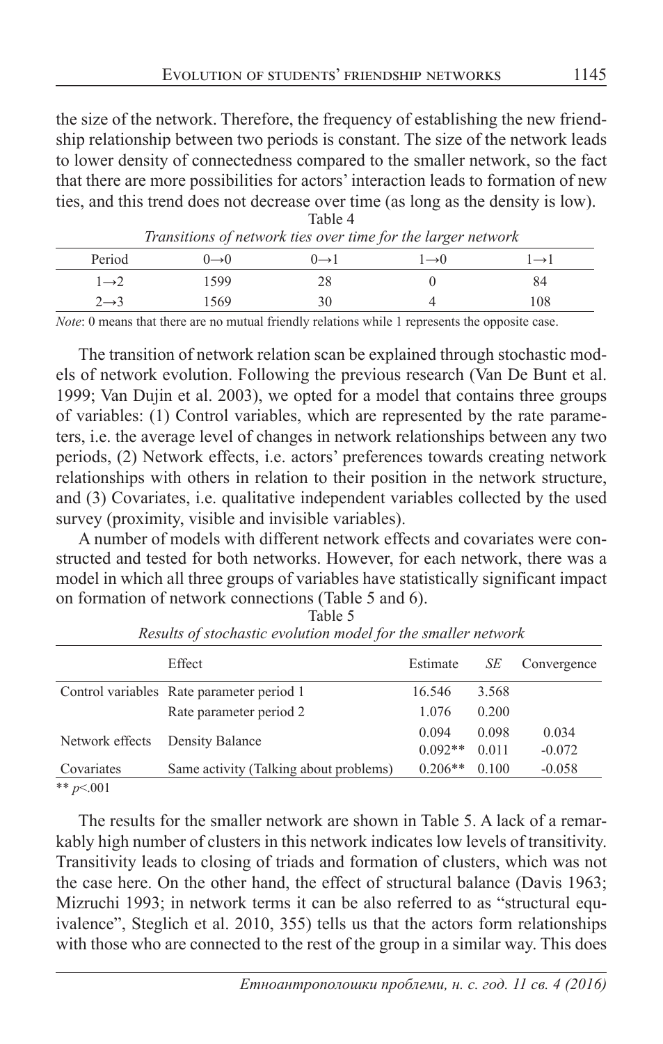the size of the network. Therefore, the frequency of establishing the new friendship relationship between two periods is constant. The size of the network leads to lower density of connectedness compared to the smaller network, so the fact that there are more possibilities for actors' interaction leads to formation of new ties, and this trend does not decrease over time (as long as the density is low).

Table 4

*Transitions of network ties over time for the larger network*

| Period | 0→0 | 0→1 | 1→0 | 1→1 |
|---|---|---|---|---|
| 1→2 | 1599 | 28 | 0 | 84 |
| 2→3 | 1569 | 30 | 4 | 108 |

*Note*: 0 means that there are no mutual friendly relations while 1 represents the opposite case.

The transition of network relation scan be explained through stochastic models of network evolution. Following the previous research (Van De Bunt et al. 1999; Van Dujin et al. 2003), we opted for a model that contains three groups of variables: (1) Control variables, which are represented by the rate parameters, i.e. the average level of changes in network relationships between any two periods, (2) Network effects, i.e. actors' preferences towards creating network relationships with others in relation to their position in the network structure, and (3) Covariates, i.e. qualitative independent variables collected by the used survey (proximity, visible and invisible variables).

A number of models with different network effects and covariates were constructed and tested for both networks. However, for each network, there was a model in which all three groups of variables have statistically significant impact on formation of network connections (Table 5 and 6).

Table 5

*Results of stochastic evolution model for the smaller network*

| | Effect | Estimate | *SE* | Convergence |
|---|---|---|---|---|
| Control variables | Rate parameter period 1 | 16.546 | 3.568 | |
| | Rate parameter period 2 | 1.076 | 0.200 | |
| Network effects | Density | 0.094 | 0.098 | 0.034 |
| | Balance | 0.092** | 0.011 | -0.072 |
| Covariates | Same activity (Talking about problems) | 0.206** | 0.100 | -0.058 |

** $p<.001$

The results for the smaller network are shown in Table 5. A lack of a remarkably high number of clusters in this network indicates low levels of transitivity. Transitivity leads to closing of triads and formation of clusters, which was not the case here. On the other hand, the effect of structural balance (Davis 1963; Mizruchi 1993; in network terms it can be also referred to as "structural equivalence", Steglich et al. 2010, 355) tells us that the actors form relationships with those who are connected to the rest of the group in a similar way. This does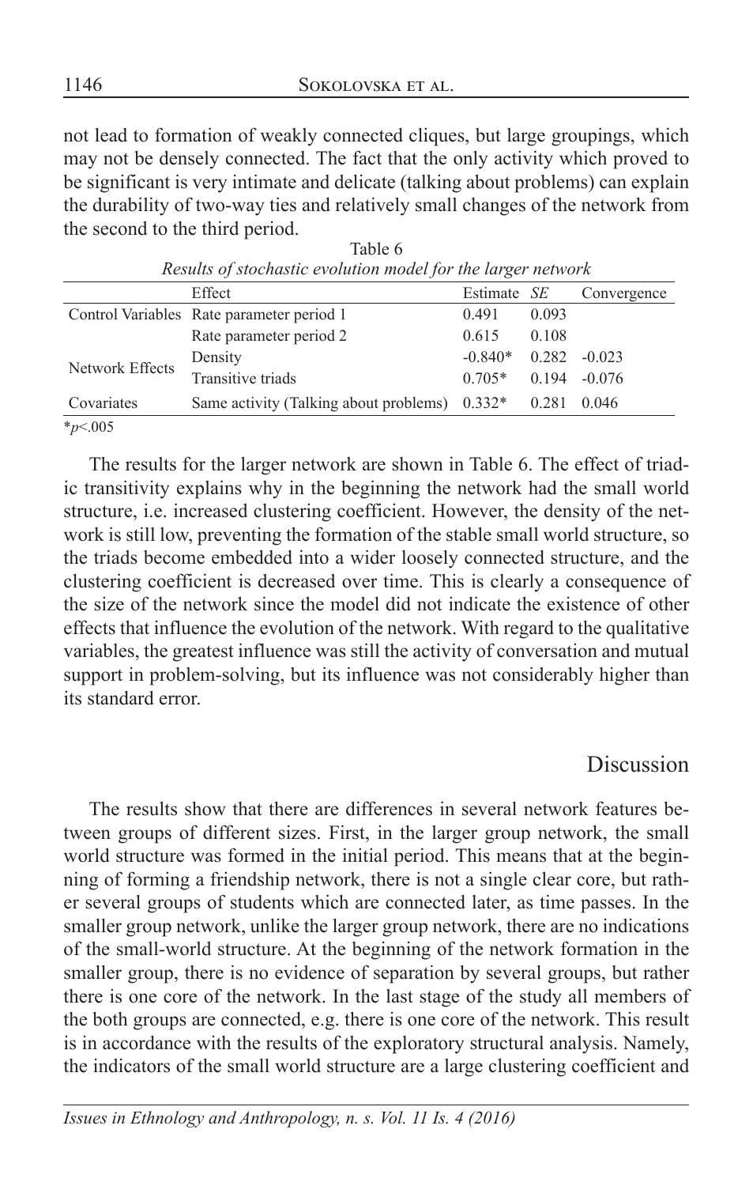not lead to formation of weakly connected cliques, but large groupings, which may not be densely connected. The fact that the only activity which proved to be significant is very intimate and delicate (talking about problems) can explain the durability of two-way ties and relatively small changes of the network from the second to the third period.

Table 6
*Results of stochastic evolution model for the larger network*

| | Effect | Estimate | *SE* | Convergence |
|---|---|---|---|---|
| Control Variables | Rate parameter period 1 | 0.491 | 0.093 | |
| | Rate parameter period 2 | 0.615 | 0.108 | |
| Network Effects | Density | -0.840* | 0.282 | -0.023 |
| | Transitive triads | 0.705* | 0.194 | -0.076 |
| Covariates | Same activity (Talking about problems) | 0.332* | 0.281 | 0.046 |

*$p$<.005

The results for the larger network are shown in Table 6. The effect of triadic transitivity explains why in the beginning the network had the small world structure, i.e. increased clustering coefficient. However, the density of the network is still low, preventing the formation of the stable small world structure, so the triads become embedded into a wider loosely connected structure, and the clustering coefficient is decreased over time. This is clearly a consequence of the size of the network since the model did not indicate the existence of other effects that influence the evolution of the network. With regard to the qualitative variables, the greatest influence was still the activity of conversation and mutual support in problem-solving, but its influence was not considerably higher than its standard error.

## Discussion

The results show that there are differences in several network features between groups of different sizes. First, in the larger group network, the small world structure was formed in the initial period. This means that at the beginning of forming a friendship network, there is not a single clear core, but rather several groups of students which are connected later, as time passes. In the smaller group network, unlike the larger group network, there are no indications of the small-world structure. At the beginning of the network formation in the smaller group, there is no evidence of separation by several groups, but rather there is one core of the network. In the last stage of the study all members of the both groups are connected, e.g. there is one core of the network. This result is in accordance with the results of the exploratory structural analysis. Namely, the indicators of the small world structure are a large clustering coefficient and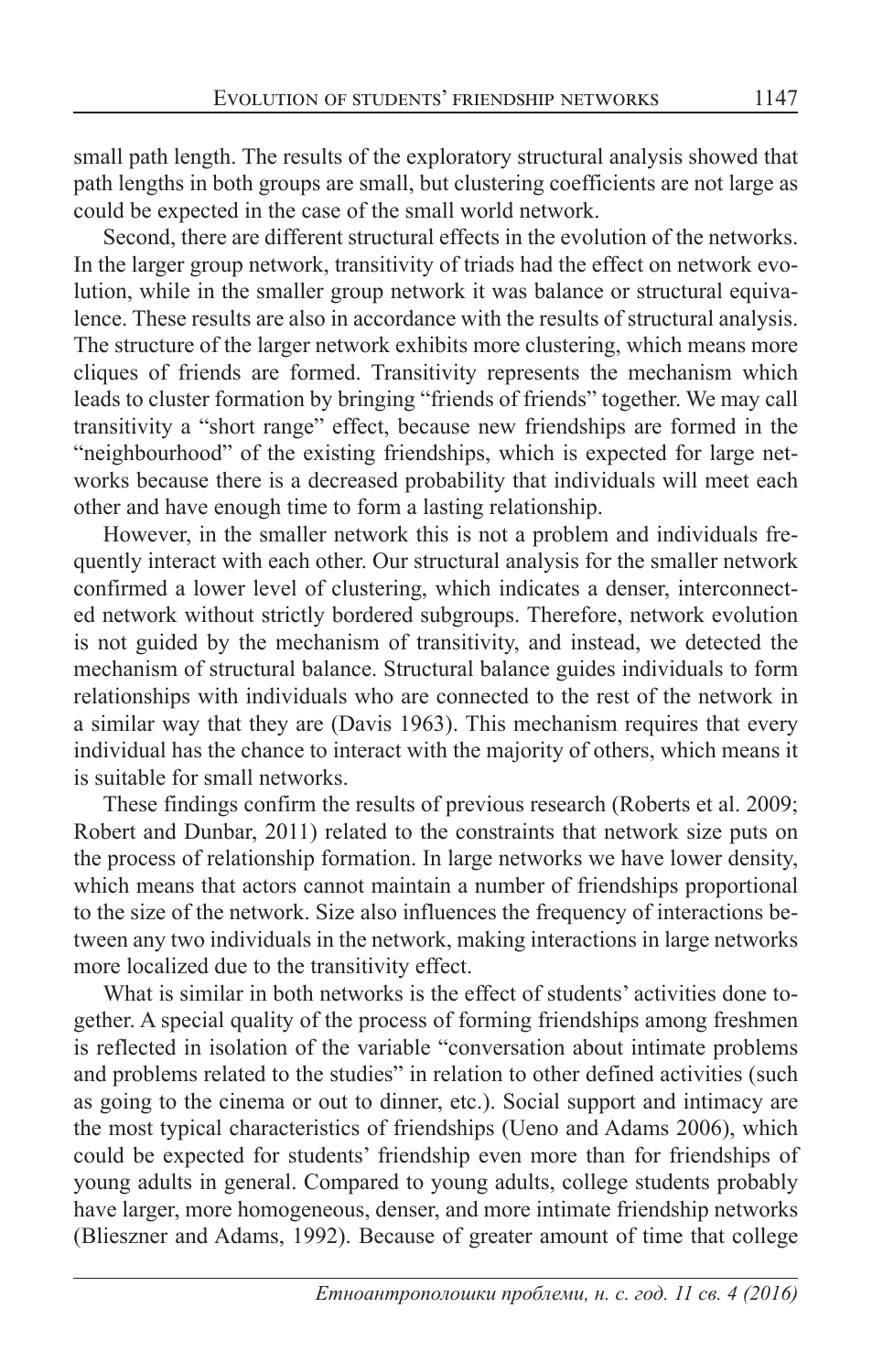small path length. The results of the exploratory structural analysis showed that path lengths in both groups are small, but clustering coefficients are not large as could be expected in the case of the small world network.

Second, there are different structural effects in the evolution of the networks. In the larger group network, transitivity of triads had the effect on network evolution, while in the smaller group network it was balance or structural equivalence. These results are also in accordance with the results of structural analysis. The structure of the larger network exhibits more clustering, which means more cliques of friends are formed. Transitivity represents the mechanism which leads to cluster formation by bringing "friends of friends" together. We may call transitivity a "short range" effect, because new friendships are formed in the "neighbourhood" of the existing friendships, which is expected for large networks because there is a decreased probability that individuals will meet each other and have enough time to form a lasting relationship.

However, in the smaller network this is not a problem and individuals frequently interact with each other. Our structural analysis for the smaller network confirmed a lower level of clustering, which indicates a denser, interconnected network without strictly bordered subgroups. Therefore, network evolution is not guided by the mechanism of transitivity, and instead, we detected the mechanism of structural balance. Structural balance guides individuals to form relationships with individuals who are connected to the rest of the network in a similar way that they are (Davis 1963). This mechanism requires that every individual has the chance to interact with the majority of others, which means it is suitable for small networks.

These findings confirm the results of previous research (Roberts et al. 2009; Robert and Dunbar, 2011) related to the constraints that network size puts on the process of relationship formation. In large networks we have lower density, which means that actors cannot maintain a number of friendships proportional to the size of the network. Size also influences the frequency of interactions between any two individuals in the network, making interactions in large networks more localized due to the transitivity effect.

What is similar in both networks is the effect of students' activities done together. A special quality of the process of forming friendships among freshmen is reflected in isolation of the variable "conversation about intimate problems and problems related to the studies" in relation to other defined activities (such as going to the cinema or out to dinner, etc.). Social support and intimacy are the most typical characteristics of friendships (Ueno and Adams 2006), which could be expected for students' friendship even more than for friendships of young adults in general. Compared to young adults, college students probably have larger, more homogeneous, denser, and more intimate friendship networks (Blieszner and Adams, 1992). Because of greater amount of time that college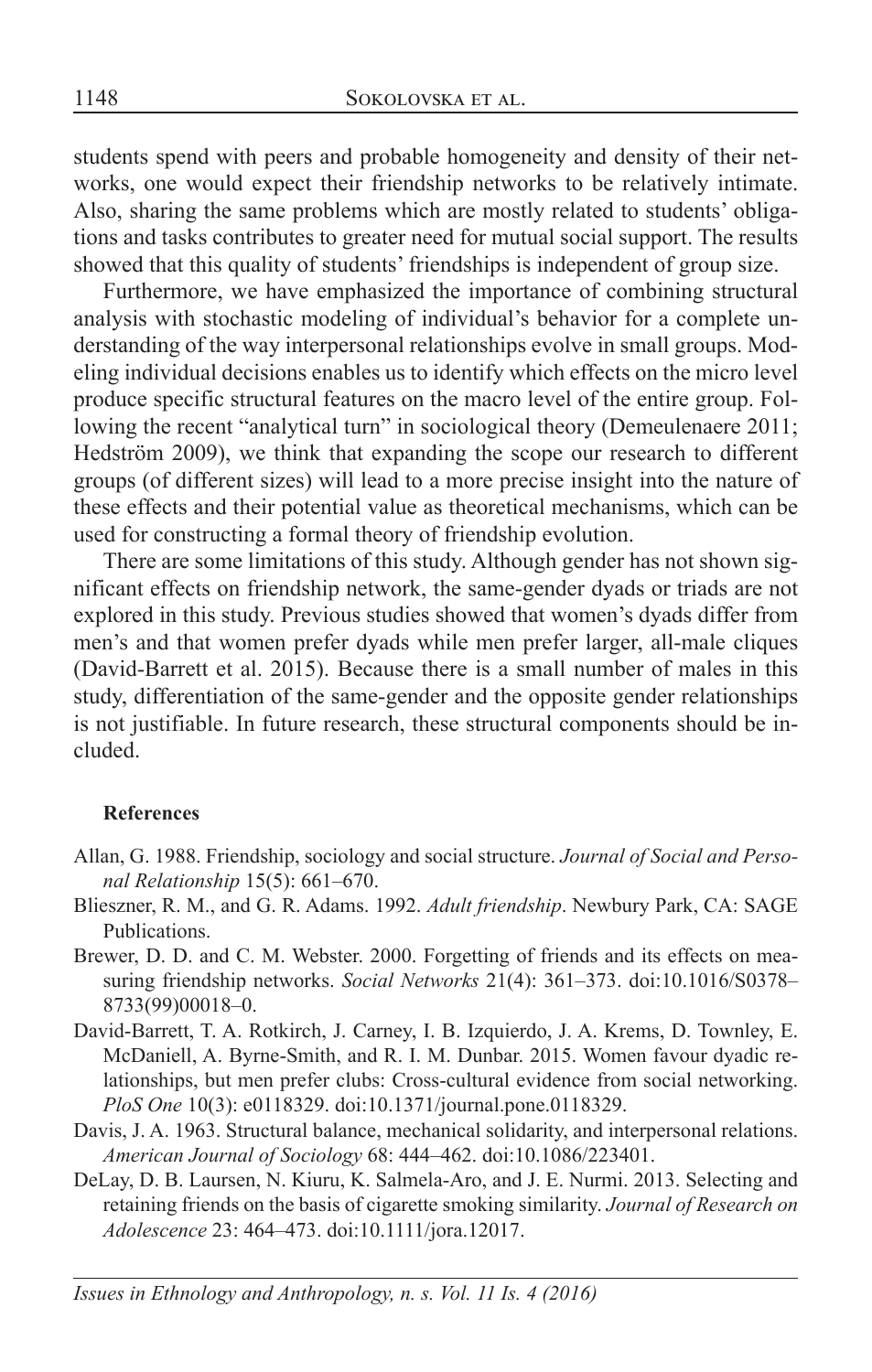students spend with peers and probable homogeneity and density of their networks, one would expect their friendship networks to be relatively intimate. Also, sharing the same problems which are mostly related to students' obligations and tasks contributes to greater need for mutual social support. The results showed that this quality of students' friendships is independent of group size.

Furthermore, we have emphasized the importance of combining structural analysis with stochastic modeling of individual's behavior for a complete understanding of the way interpersonal relationships evolve in small groups. Modeling individual decisions enables us to identify which effects on the micro level produce specific structural features on the macro level of the entire group. Following the recent "analytical turn" in sociological theory (Demeulenaere 2011; Hedström 2009), we think that expanding the scope our research to different groups (of different sizes) will lead to a more precise insight into the nature of these effects and their potential value as theoretical mechanisms, which can be used for constructing a formal theory of friendship evolution.

There are some limitations of this study. Although gender has not shown significant effects on friendship network, the same-gender dyads or triads are not explored in this study. Previous studies showed that women's dyads differ from men's and that women prefer dyads while men prefer larger, all-male cliques (David-Barrett et al. 2015). Because there is a small number of males in this study, differentiation of the same-gender and the opposite gender relationships is not justifiable. In future research, these structural components should be included.

**References**

Allan, G. 1988. Friendship, sociology and social structure. *Journal of Social and Personal Relationship* 15(5): 661–670.

Blieszner, R. M., and G. R. Adams. 1992. *Adult friendship*. Newbury Park, CA: SAGE Publications.

Brewer, D. D. and C. M. Webster. 2000. Forgetting of friends and its effects on measuring friendship networks. *Social Networks* 21(4): 361–373. doi:10.1016/S0378–8733(99)00018–0.

David-Barrett, T. A. Rotkirch, J. Carney, I. B. Izquierdo, J. A. Krems, D. Townley, E. McDaniell, A. Byrne-Smith, and R. I. M. Dunbar. 2015. Women favour dyadic relationships, but men prefer clubs: Cross-cultural evidence from social networking. *PloS One* 10(3): e0118329. doi:10.1371/journal.pone.0118329.

Davis, J. A. 1963. Structural balance, mechanical solidarity, and interpersonal relations. *American Journal of Sociology* 68: 444–462. doi:10.1086/223401.

DeLay, D. B. Laursen, N. Kiuru, K. Salmela-Aro, and J. E. Nurmi. 2013. Selecting and retaining friends on the basis of cigarette smoking similarity. *Journal of Research on Adolescence* 23: 464–473. doi:10.1111/jora.12017.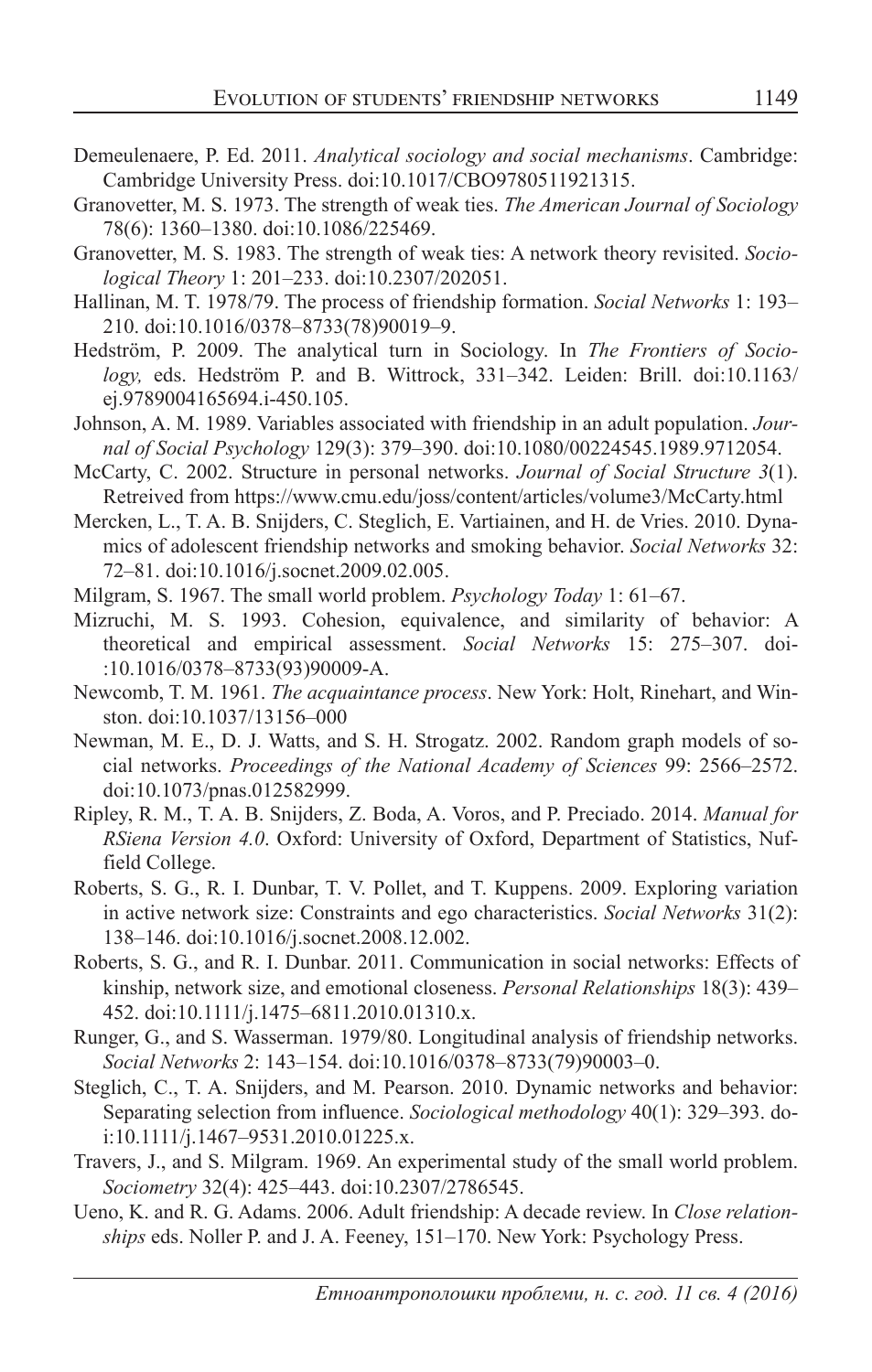Demeulenaere, P. Ed. 2011. *Analytical sociology and social mechanisms*. Cambridge: Cambridge University Press. doi:10.1017/CBO9780511921315.

Granovetter, M. S. 1973. The strength of weak ties. *The American Journal of Sociology* 78(6): 1360–1380. doi:10.1086/225469.

Granovetter, M. S. 1983. The strength of weak ties: A network theory revisited. *Sociological Theory* 1: 201–233. doi:10.2307/202051.

Hallinan, M. T. 1978/79. The process of friendship formation. *Social Networks* 1: 193–210. doi:10.1016/0378–8733(78)90019–9.

Hedström, P. 2009. The analytical turn in Sociology. In *The Frontiers of Sociology,* eds. Hedström P. and B. Wittrock, 331–342. Leiden: Brill. doi:10.1163/ej.9789004165694.i-450.105.

Johnson, A. M. 1989. Variables associated with friendship in an adult population. *Journal of Social Psychology* 129(3): 379–390. doi:10.1080/00224545.1989.9712054.

McCarty, C. 2002. Structure in personal networks. *Journal of Social Structure 3*(1). Retreived from https://www.cmu.edu/joss/content/articles/volume3/McCarty.html

Mercken, L., T. A. B. Snijders, C. Steglich, E. Vartiainen, and H. de Vries. 2010. Dynamics of adolescent friendship networks and smoking behavior. *Social Networks* 32: 72–81. doi:10.1016/j.socnet.2009.02.005.

Milgram, S. 1967. The small world problem. *Psychology Today* 1: 61–67.

Mizruchi, M. S. 1993. Cohesion, equivalence, and similarity of behavior: A theoretical and empirical assessment. *Social Networks* 15: 275–307. doi-:10.1016/0378–8733(93)90009-A.

Newcomb, T. M. 1961. *The acquaintance process*. New York: Holt, Rinehart, and Winston. doi:10.1037/13156–000

Newman, M. E., D. J. Watts, and S. H. Strogatz. 2002. Random graph models of social networks. *Proceedings of the National Academy of Sciences* 99: 2566–2572. doi:10.1073/pnas.012582999.

Ripley, R. M., T. A. B. Snijders, Z. Boda, A. Voros, and P. Preciado. 2014. *Manual for RSiena Version 4.0*. Oxford: University of Oxford, Department of Statistics, Nuffield College.

Roberts, S. G., R. I. Dunbar, T. V. Pollet, and T. Kuppens. 2009. Exploring variation in active network size: Constraints and ego characteristics. *Social Networks* 31(2): 138–146. doi:10.1016/j.socnet.2008.12.002.

Roberts, S. G., and R. I. Dunbar. 2011. Communication in social networks: Effects of kinship, network size, and emotional closeness. *Personal Relationships* 18(3): 439–452. doi:10.1111/j.1475–6811.2010.01310.x.

Runger, G., and S. Wasserman. 1979/80. Longitudinal analysis of friendship networks. *Social Networks* 2: 143–154. doi:10.1016/0378–8733(79)90003–0.

Steglich, C., T. A. Snijders, and M. Pearson. 2010. Dynamic networks and behavior: Separating selection from influence. *Sociological methodology* 40(1): 329–393. doi:10.1111/j.1467–9531.2010.01225.x.

Travers, J., and S. Milgram. 1969. An experimental study of the small world problem. *Sociometry* 32(4): 425–443. doi:10.2307/2786545.

Ueno, K. and R. G. Adams. 2006. Adult friendship: A decade review. In *Close relationships* eds. Noller P. and J. A. Feeney, 151–170. New York: Psychology Press.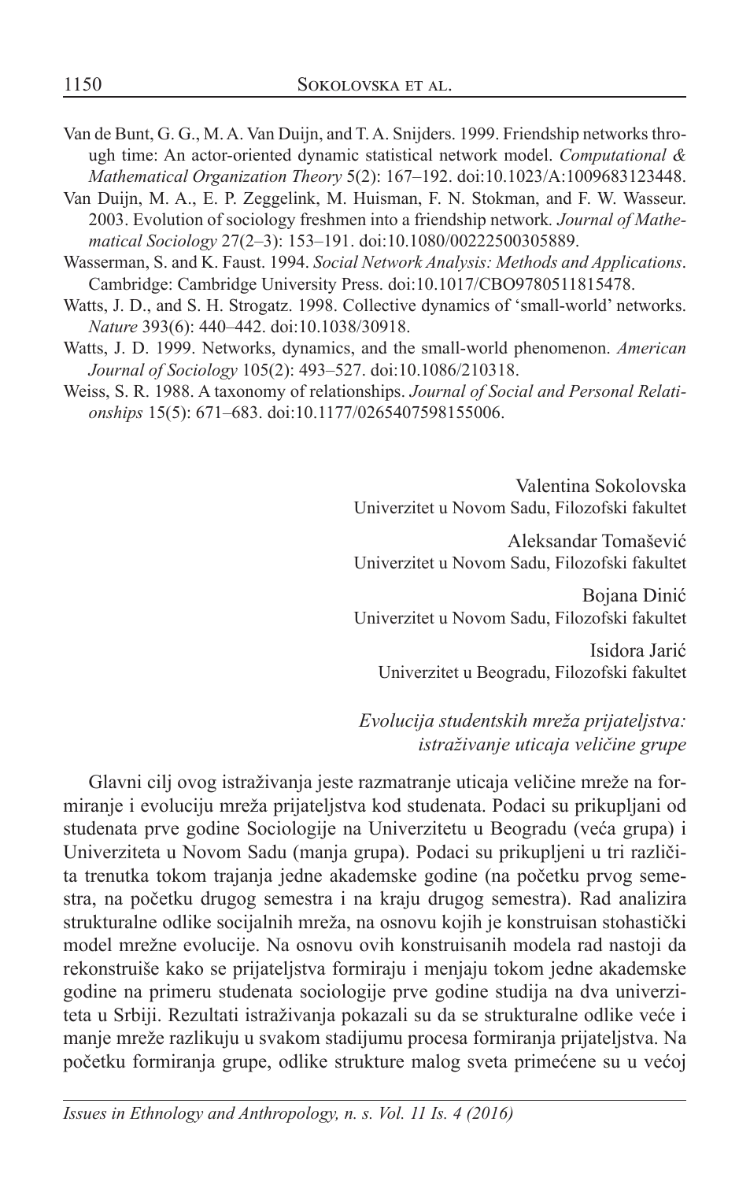Van de Bunt, G. G., M. A. Van Duijn, and T. A. Snijders. 1999. Friendship networks through time: An actor-oriented dynamic statistical network model. *Computational & Mathematical Organization Theory* 5(2): 167–192. doi:10.1023/A:1009683123448.

Van Duijn, M. A., E. P. Zeggelink, M. Huisman, F. N. Stokman, and F. W. Wasseur. 2003. Evolution of sociology freshmen into a friendship network. *Journal of Mathematical Sociology* 27(2–3): 153–191. doi:10.1080/00222500305889.

Wasserman, S. and K. Faust. 1994. *Social Network Analysis: Methods and Applications*. Cambridge: Cambridge University Press. doi:10.1017/CBO9780511815478.

Watts, J. D., and S. H. Strogatz. 1998. Collective dynamics of 'small-world' networks. *Nature* 393(6): 440–442. doi:10.1038/30918.

Watts, J. D. 1999. Networks, dynamics, and the small-world phenomenon. *American Journal of Sociology* 105(2): 493–527. doi:10.1086/210318.

Weiss, S. R. 1988. A taxonomy of relationships. *Journal of Social and Personal Relationships* 15(5): 671–683. doi:10.1177/0265407598155006.

Valentina Sokolovska
Univerzitet u Novom Sadu, Filozofski fakultet

Aleksandar Tomašević
Univerzitet u Novom Sadu, Filozofski fakultet

Bojana Dinić
Univerzitet u Novom Sadu, Filozofski fakultet

Isidora Jarić
Univerzitet u Beogradu, Filozofski fakultet

*Evolucija studentskih mreža prijateljstva: istraživanje uticaja veličine grupe*

Glavni cilj ovog istraživanja jeste razmatranje uticaja veličine mreže na formiranje i evoluciju mreža prijateljstva kod studenata. Podaci su prikupljani od studenata prve godine Sociologije na Univerzitetu u Beogradu (veća grupa) i Univerziteta u Novom Sadu (manja grupa). Podaci su prikupljeni u tri različita trenutka tokom trajanja jedne akademske godine (na početku prvog semestra, na početku drugog semestra i na kraju drugog semestra). Rad analizira strukturalne odlike socijalnih mreža, na osnovu kojih je konstruisan stohastički model mrežne evolucije. Na osnovu ovih konstruisanih modela rad nastoji da rekonstruiše kako se prijateljstva formiraju i menjaju tokom jedne akademske godine na primeru studenata sociologije prve godine studija na dva univerziteta u Srbiji. Rezultati istraživanja pokazali su da se strukturalne odlike veće i manje mreže razlikuju u svakom stadijumu procesa formiranja prijateljstva. Na početku formiranja grupe, odlike strukture malog sveta primećene su u većoj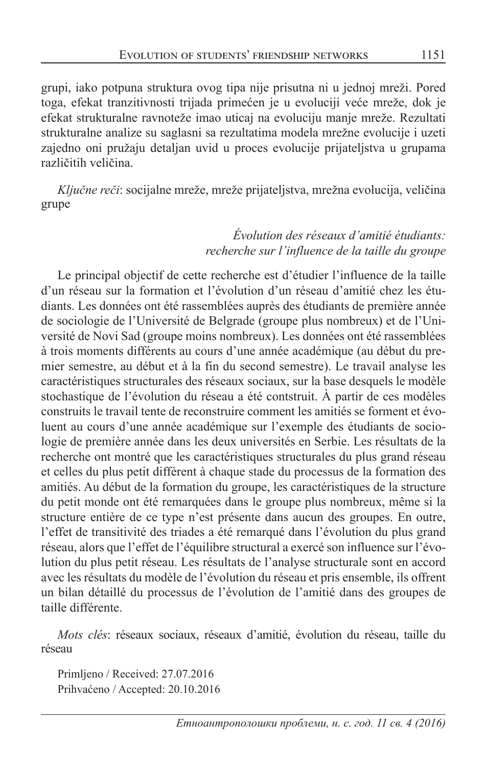grupi, iako potpuna struktura ovog tipa nije prisutna ni u jednoj mreži. Pored toga, efekat tranzitivnosti trijada primećen je u evoluciji veće mreže, dok je efekat strukturalne ravnoteže imao uticaj na evoluciju manje mreže. Rezultati strukturalne analize su saglasni sa rezultatima modela mrežne evolucije i uzeti zajedno oni pružaju detaljan uvid u proces evolucije prijateljstva u grupama različitih veličina.

*Ključne reči*: socijalne mreže, mreže prijateljstva, mrežna evolucija, veličina grupe

*Évolution des réseaux d'amitié étudiants: recherche sur l'influence de la taille du groupe*

Le principal objectif de cette recherche est d'étudier l'influence de la taille d'un réseau sur la formation et l'évolution d'un réseau d'amitié chez les étudiants. Les données ont été rassemblées auprès des étudiants de première année de sociologie de l'Université de Belgrade (groupe plus nombreux) et de l'Université de Novi Sad (groupe moins nombreux). Les données ont été rassemblées à trois moments différents au cours d'une année académique (au début du premier semestre, au début et à la fin du second semestre). Le travail analyse les caractéristiques structurales des réseaux sociaux, sur la base desquels le modèle stochastique de l'évolution du réseau a été contstruit. À partir de ces modèles construits le travail tente de reconstruire comment les amitiés se forment et évoluent au cours d'une année académique sur l'exemple des étudiants de sociologie de première année dans les deux universités en Serbie. Les résultats de la recherche ont montré que les caractéristiques structurales du plus grand réseau et celles du plus petit diffèrent à chaque stade du processus de la formation des amitiés. Au début de la formation du groupe, les caractéristiques de la structure du petit monde ont été remarquées dans le groupe plus nombreux, même si la structure entière de ce type n'est présente dans aucun des groupes. En outre, l'effet de transitivité des triades a été remarqué dans l'évolution du plus grand réseau, alors que l'effet de l'équilibre structural a exercé son influence sur l'évolution du plus petit réseau. Les résultats de l'analyse structurale sont en accord avec les résultats du modèle de l'évolution du réseau et pris ensemble, ils offrent un bilan détaillé du processus de l'évolution de l'amitié dans des groupes de taille différente.

*Mots clés*: réseaux sociaux, réseaux d'amitié, évolution du réseau, taille du réseau

Primljeno / Received: 27.07.2016
Prihvaćeno / Accepted: 20.10.2016